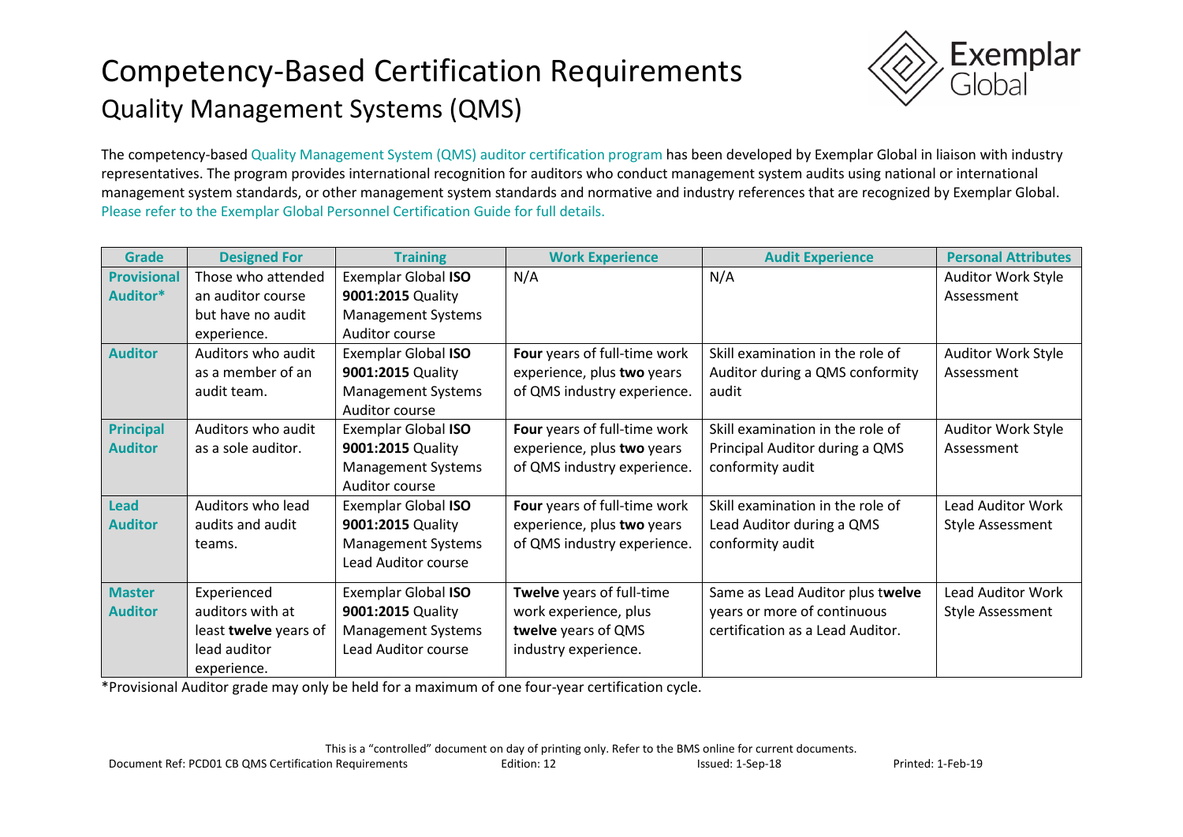# Competency-Based Certification Requirements

## Quality Management Systems (QMS)

The competency-based Quality Management System (QMS) auditor certification program has been developed by Exemplar Global in liaison with industry representatives. The program provides international recognition for auditors who conduct management system audits using national or international management system standards, or other management system standards and normative and industry references that are recognized by Exemplar Global. Please refer to the Exemplar Global Personnel Certification Guide for full details.

| Grade | Designed For | Training | Work Experience | Audit Experience | Personal Attributes |
|---|---|---|---|---|---|
| **Provisional Auditor*** | Those who attended an auditor course but have no audit experience. | Exemplar Global **ISO 9001:2015** Quality Management Systems Auditor course | N/A | N/A | Auditor Work Style Assessment |
| **Auditor** | Auditors who audit as a member of an audit team. | Exemplar Global **ISO 9001:2015** Quality Management Systems Auditor course | **Four** years of full-time work experience, plus **two** years of QMS industry experience. | Skill examination in the role of Auditor during a QMS conformity audit | Auditor Work Style Assessment |
| **Principal Auditor** | Auditors who audit as a sole auditor. | Exemplar Global **ISO 9001:2015** Quality Management Systems Auditor course | **Four** years of full-time work experience, plus **two** years of QMS industry experience. | Skill examination in the role of Principal Auditor during a QMS conformity audit | Auditor Work Style Assessment |
| **Lead Auditor** | Auditors who lead audits and audit teams. | Exemplar Global **ISO 9001:2015** Quality Management Systems Lead Auditor course | **Four** years of full-time work experience, plus **two** years of QMS industry experience. | Skill examination in the role of Lead Auditor during a QMS conformity audit | Lead Auditor Work Style Assessment |
| **Master Auditor** | Experienced auditors with at least **twelve** years of lead auditor experience. | Exemplar Global **ISO 9001:2015** Quality Management Systems Lead Auditor course | **Twelve** years of full-time work experience, plus **twelve** years of QMS industry experience. | Same as Lead Auditor plus t**welve** years or more of continuous certification as a Lead Auditor. | Lead Auditor Work Style Assessment |

*Provisional Auditor grade may only be held for a maximum of one four-year certification cycle.

This is a "controlled" document on day of printing only. Refer to the BMS online for current documents.

Document Ref: PCD01 CB QMS Certification Requirements Edition: 12 Issued: 1-Sep-18 Printed: 1-Feb-19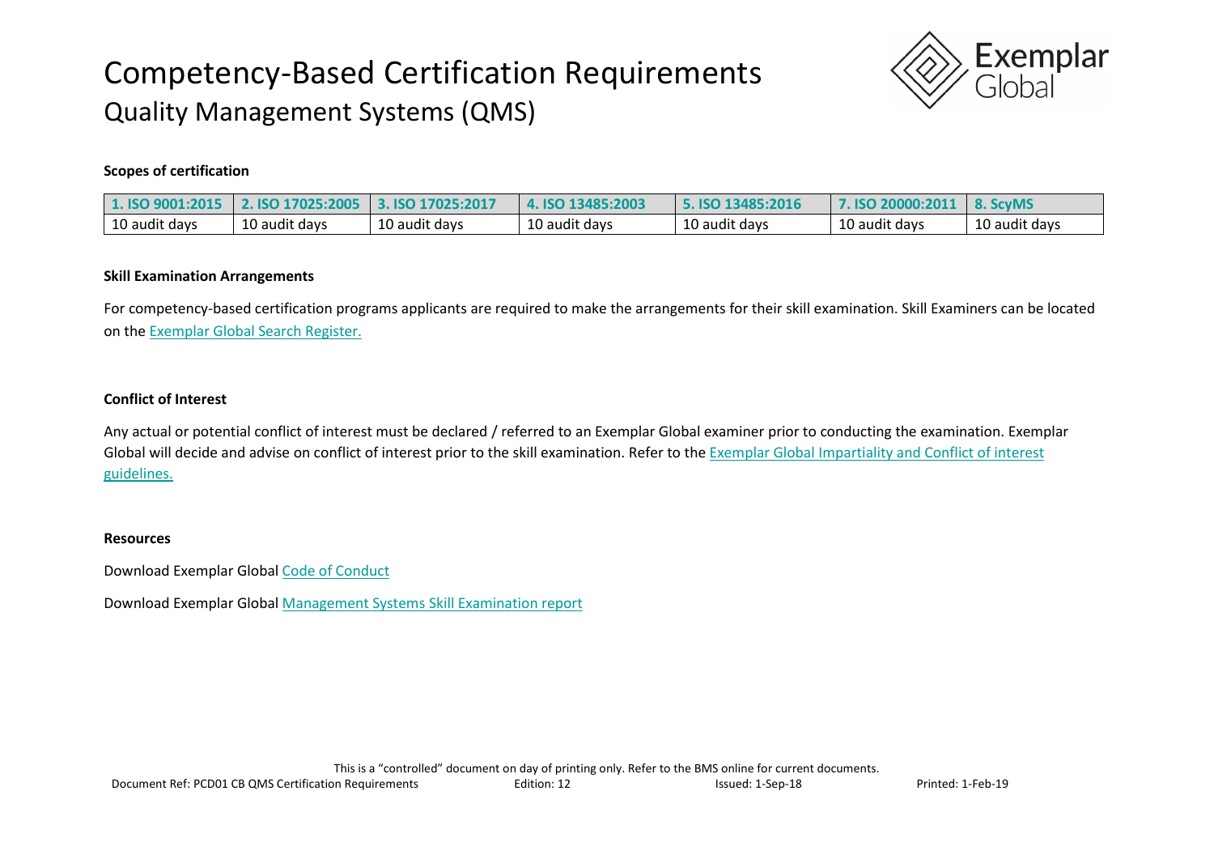# Competency-Based Certification Requirements

## Quality Management Systems (QMS)

**Scopes of certification**

| 1. ISO 9001:2015 | 2. ISO 17025:2005 | 3. ISO 17025:2017 | 4. ISO 13485:2003 | 5. ISO 13485:2016 | 7. ISO 20000:2011 | 8. ScyMS |
|---|---|---|---|---|---|---|
| 10 audit days | 10 audit days | 10 audit days | 10 audit days | 10 audit days | 10 audit days | 10 audit days |

**Skill Examination Arrangements**

For competency-based certification programs applicants are required to make the arrangements for their skill examination. Skill Examiners can be located on the Exemplar Global Search Register.

**Conflict of Interest**

Any actual or potential conflict of interest must be declared / referred to an Exemplar Global examiner prior to conducting the examination. Exemplar Global will decide and advise on conflict of interest prior to the skill examination. Refer to the Exemplar Global Impartiality and Conflict of interest guidelines.

**Resources**

Download Exemplar Global Code of Conduct

Download Exemplar Global Management Systems Skill Examination report

This is a "controlled" document on day of printing only. Refer to the BMS online for current documents.

Document Ref: PCD01 CB QMS Certification Requirements | Edition: 12 | Issued: 1-Sep-18 | Printed: 1-Feb-19